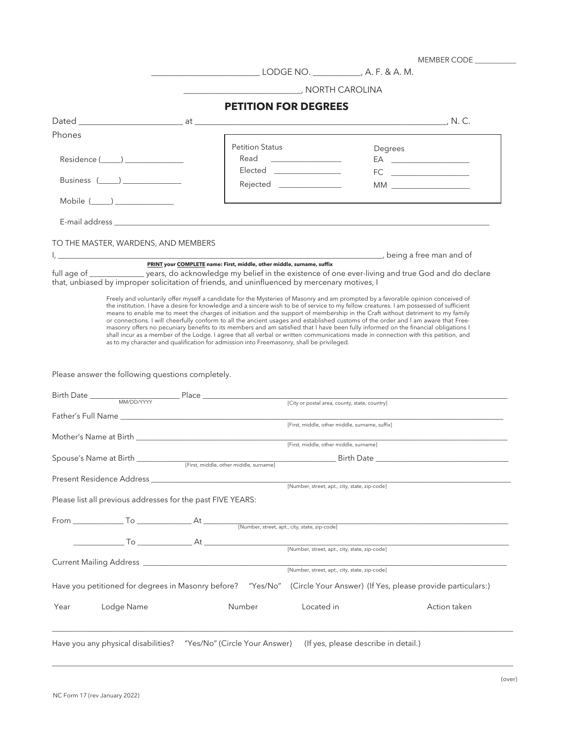MEMBER CODE ___________

_________________________ LODGE NO. ___________, A. F. & A. M.

___________________________, NORTH CAROLINA

## PETITION FOR DEGREES

Dated _________________________ at _____________________________________________________________, N. C.

Phones

Residence (_____) _______________

Business (_____) _______________

Mobile (_____) _______________

| Petition Status | | Degrees | |
|---|---|---|---|
| Read | __________________ | EA | ____________________ |
| Elected | _________________ | FC | ____________________ |
| Rejected | ________________ | MM | ____________________ |

E-mail address ______________________________________________________________________________________________

TO THE MASTER, WARDENS, AND MEMBERS

I, ______________________________________________________________________________________, being a free man and of

**PRINT your COMPLETE name: First, middle, other middle, surname, suffix**

full age of ______________ years, do acknowledge my belief in the existence of one ever-living and true God and do declare that, unbiased by improper solicitation of friends, and uninfluenced by mercenary motives, I

Freely and voluntarily offer myself a candidate for the Mysteries of Masonry and am prompted by a favorable opinion conceived of the institution. I have a desire for knowledge and a sincere wish to be of service to my fellow creatures. I am possessed of sufficient means to enable me to meet the charges of initiation and the support of membership in the Craft without detriment to my family or connections. I will cheerfully conform to all the ancient usages and established customs of the order and I am aware that Freemasonry offers no pecuniary benefits to its members and am satisfied that I have been fully informed on the financial obligations I shall incur as a member of the Lodge. I agree that all verbal or written communications made in connection with this petition, and as to my character and qualification for admission into Freemasonry, shall be privileged.

Please answer the following questions completely.

Birth Date ______________________ Place ____________________________________________________________________________
MM/DD/YYYY [City or postal area, county, state, country]

Father's Full Name __________________________________________________________________________________________
[First, middle, other middle, surname, suffix]

Mother's Name at Birth ______________________________________________________________________________________
[First, middle, other middle, surname]

Spouse's Name at Birth ____________________________________________________ Birth Date ________________________________
[First, middle, other middle, surname]

Present Residence Address ____________________________________________________________________________________
[Number, street, apt., city, state, zip-code]

Please list all previous addresses for the past FIVE YEARS:

From _____________ To ______________ At _____________________________________________________________________________
[Number, street, apt., city, state, zip-code]

_____________ To ______________ At _____________________________________________________________________________
[Number, street, apt., city, state, zip-code]

Current Mailing Address ______________________________________________________________________________________
[Number, street, apt., city, state, zip-code]

Have you petitioned for degrees in Masonry before? "Yes/No" (Circle Your Answer) (If Yes, please provide particulars:)

| Year | Lodge Name | Number | Located in | Action taken |
|---|---|---|---|---|
| | | | | |

Have you any physical disabilities? "Yes/No" (Circle Your Answer) (If yes, please describe in detail.)

__________________________________________________________________________________________________________

(over)

NC Form 17 (rev January 2022)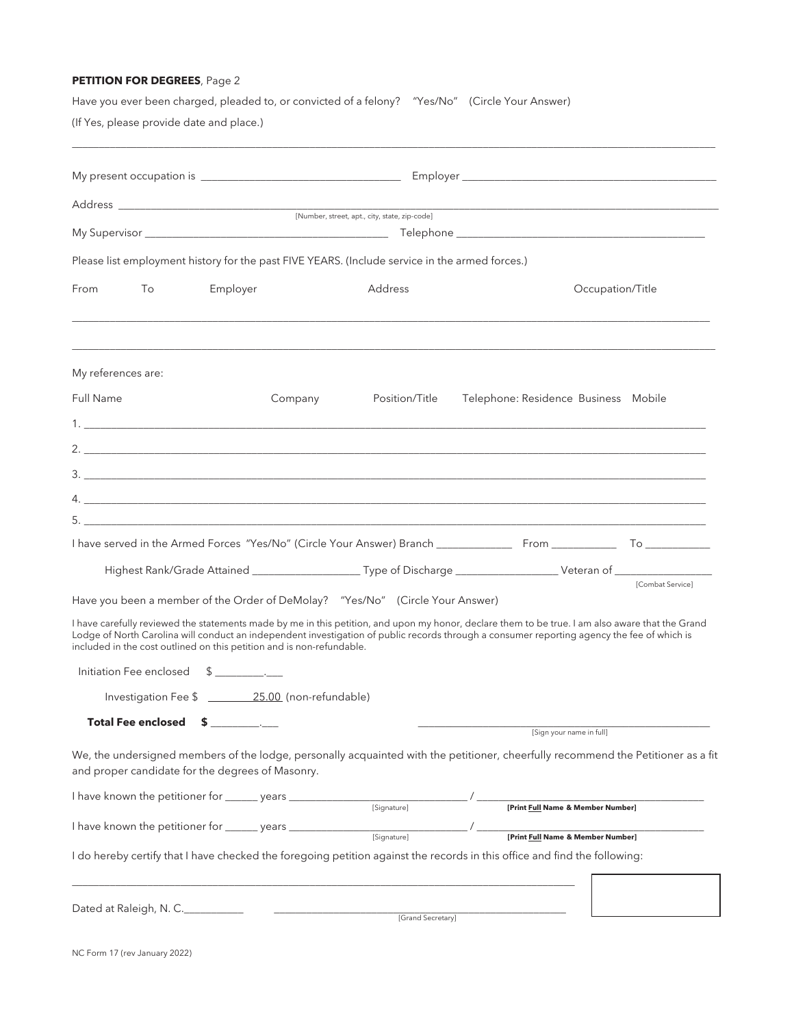**PETITION FOR DEGREES**, Page 2

Have you ever been charged, pleaded to, or convicted of a felony? "Yes/No" (Circle Your Answer)

(If Yes, please provide date and place.)

______________________________________________________________________________________________

My present occupation is ______________________________ Employer ______________________________________

Address ______________________________________________________________________________________
[Number, street, apt., city, state, zip-code]

My Supervisor ____________________________________ Telephone ____________________________________

Please list employment history for the past FIVE YEARS. (Include service in the armed forces.)

| From | To | Employer | Address | Occupation/Title |
|---|---|---|---|---|
| | | | | |
| | | | | |

My references are:

| | Full Name | Company | Position/Title | Telephone: Residence Business Mobile |
|---|---|---|---|---|
| 1. | | | | |
| 2. | | | | |
| 3. | | | | |
| 4. | | | | |
| 5. | | | | |

I have served in the Armed Forces "Yes/No" (Circle Your Answer) Branch ____________ From __________ To __________

Highest Rank/Grade Attained ________________ Type of Discharge ________________ Veteran of ________________
[Combat Service]

Have you been a member of the Order of DeMolay? "Yes/No" (Circle Your Answer)

I have carefully reviewed the statements made by me in this petition, and upon my honor, declare them to be true. I am also aware that the Grand Lodge of North Carolina will conduct an independent investigation of public records through a consumer reporting agency the fee of which is included in the cost outlined on this petition and is non-refundable.

Initiation Fee enclosed $ ________.___

Investigation Fee $ 25.00 (non-refundable)

**Total Fee enclosed $ ________.___**

______________________________________________
[Sign your name in full]

We, the undersigned members of the lodge, personally acquainted with the petitioner, cheerfully recommend the Petitioner as a fit and proper candidate for the degrees of Masonry.

I have known the petitioner for _____ years ____________________________ / ____________________________
[Signature] **[Print Full Name & Member Number]**

I have known the petitioner for _____ years ____________________________ / ____________________________
[Signature] **[Print Full Name & Member Number]**

I do hereby certify that I have checked the foregoing petition against the records in this office and find the following:

______________________________________________________________________________________

Dated at Raleigh, N. C.__________ ______________________________________
[Grand Secretary]

NC Form 17 (rev January 2022)